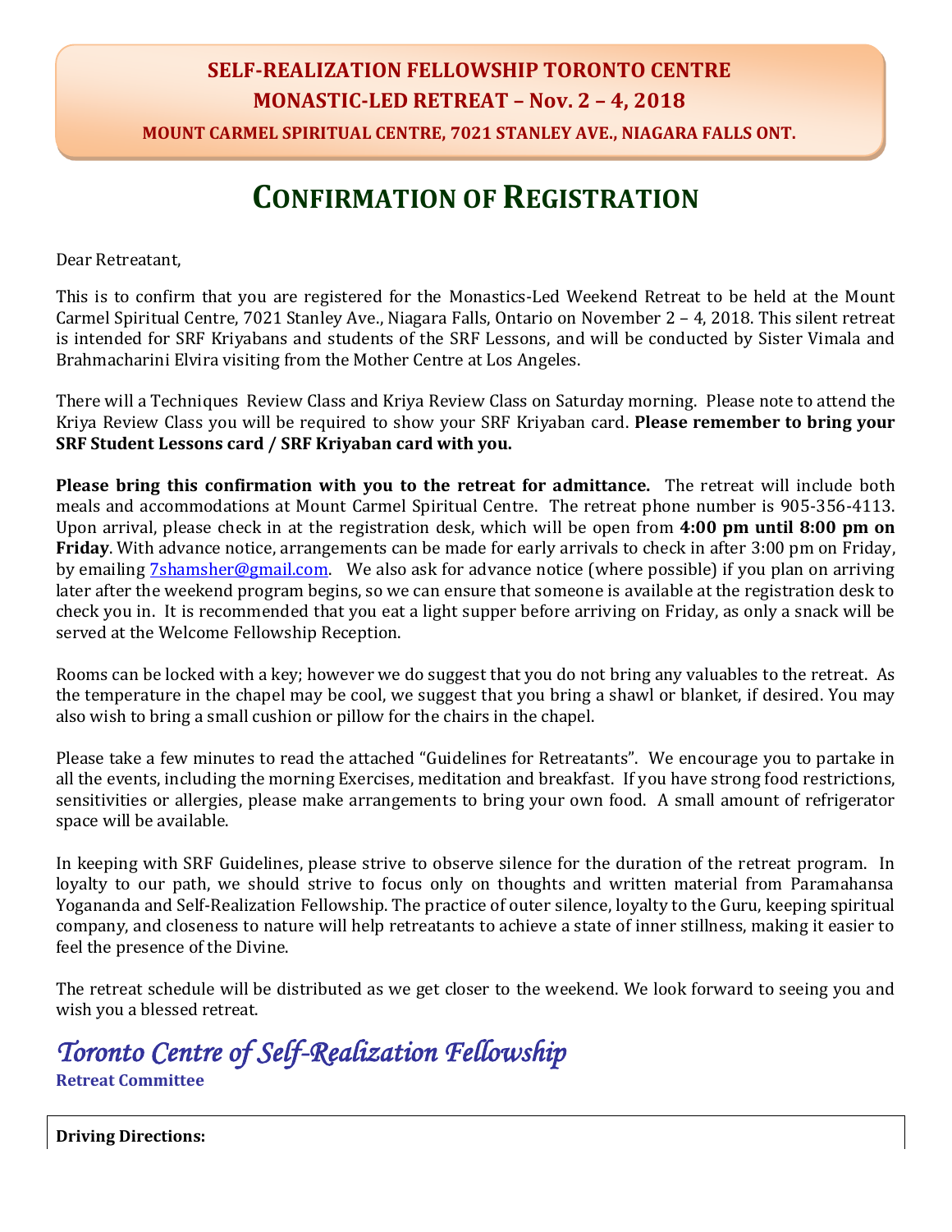# SELF-REALIZATION FELLOWSHIP TORONTO CENTRE

## MONASTIC-LED RETREAT – Nov. 2 – 4, 2018

### MOUNT CARMEL SPIRITUAL CENTRE, 7021 STANLEY AVE., NIAGARA FALLS ONT.

# CONFIRMATION OF REGISTRATION

Dear Retreatant,

This is to confirm that you are registered for the Monastics-Led Weekend Retreat to be held at the Mount Carmel Spiritual Centre, 7021 Stanley Ave., Niagara Falls, Ontario on November 2 – 4, 2018. This silent retreat is intended for SRF Kriyabans and students of the SRF Lessons, and will be conducted by Sister Vimala and Brahmacharini Elvira visiting from the Mother Centre at Los Angeles.

There will a Techniques Review Class and Kriya Review Class on Saturday morning. Please note to attend the Kriya Review Class you will be required to show your SRF Kriyaban card. **Please remember to bring your SRF Student Lessons card / SRF Kriyaban card with you.**

**Please bring this confirmation with you to the retreat for admittance.** The retreat will include both meals and accommodations at Mount Carmel Spiritual Centre. The retreat phone number is 905-356-4113. Upon arrival, please check in at the registration desk, which will be open from **4:00 pm until 8:00 pm on Friday**. With advance notice, arrangements can be made for early arrivals to check in after 3:00 pm on Friday, by emailing 7shamsher@gmail.com. We also ask for advance notice (where possible) if you plan on arriving later after the weekend program begins, so we can ensure that someone is available at the registration desk to check you in. It is recommended that you eat a light supper before arriving on Friday, as only a snack will be served at the Welcome Fellowship Reception.

Rooms can be locked with a key; however we do suggest that you do not bring any valuables to the retreat. As the temperature in the chapel may be cool, we suggest that you bring a shawl or blanket, if desired. You may also wish to bring a small cushion or pillow for the chairs in the chapel.

Please take a few minutes to read the attached "Guidelines for Retreatants". We encourage you to partake in all the events, including the morning Exercises, meditation and breakfast. If you have strong food restrictions, sensitivities or allergies, please make arrangements to bring your own food. A small amount of refrigerator space will be available.

In keeping with SRF Guidelines, please strive to observe silence for the duration of the retreat program. In loyalty to our path, we should strive to focus only on thoughts and written material from Paramahansa Yogananda and Self-Realization Fellowship. The practice of outer silence, loyalty to the Guru, keeping spiritual company, and closeness to nature will help retreatants to achieve a state of inner stillness, making it easier to feel the presence of the Divine.

The retreat schedule will be distributed as we get closer to the weekend. We look forward to seeing you and wish you a blessed retreat.

*Toronto Centre of Self-Realization Fellowship*
**Retreat Committee**

**Driving Directions:**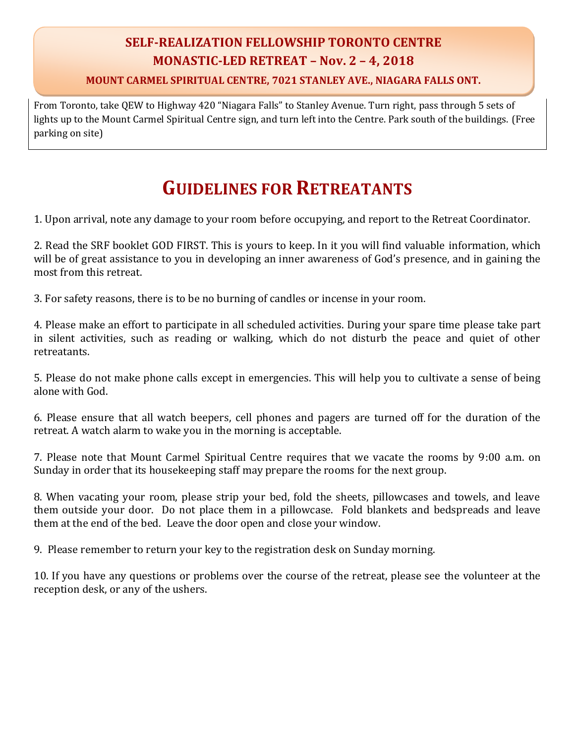**SELF-REALIZATION FELLOWSHIP TORONTO CENTRE**

**MONASTIC-LED RETREAT – Nov. 2 – 4, 2018**

**MOUNT CARMEL SPIRITUAL CENTRE, 7021 STANLEY AVE., NIAGARA FALLS ONT.**

From Toronto, take QEW to Highway 420 "Niagara Falls" to Stanley Avenue. Turn right, pass through 5 sets of lights up to the Mount Carmel Spiritual Centre sign, and turn left into the Centre. Park south of the buildings. (Free parking on site)

# GUIDELINES FOR RETREATANTS

1. Upon arrival, note any damage to your room before occupying, and report to the Retreat Coordinator.

2. Read the SRF booklet GOD FIRST. This is yours to keep. In it you will find valuable information, which will be of great assistance to you in developing an inner awareness of God's presence, and in gaining the most from this retreat.

3. For safety reasons, there is to be no burning of candles or incense in your room.

4. Please make an effort to participate in all scheduled activities. During your spare time please take part in silent activities, such as reading or walking, which do not disturb the peace and quiet of other retreatants.

5. Please do not make phone calls except in emergencies. This will help you to cultivate a sense of being alone with God.

6. Please ensure that all watch beepers, cell phones and pagers are turned off for the duration of the retreat. A watch alarm to wake you in the morning is acceptable.

7. Please note that Mount Carmel Spiritual Centre requires that we vacate the rooms by 9:00 a.m. on Sunday in order that its housekeeping staff may prepare the rooms for the next group.

8. When vacating your room, please strip your bed, fold the sheets, pillowcases and towels, and leave them outside your door. Do not place them in a pillowcase. Fold blankets and bedspreads and leave them at the end of the bed. Leave the door open and close your window.

9. Please remember to return your key to the registration desk on Sunday morning.

10. If you have any questions or problems over the course of the retreat, please see the volunteer at the reception desk, or any of the ushers.